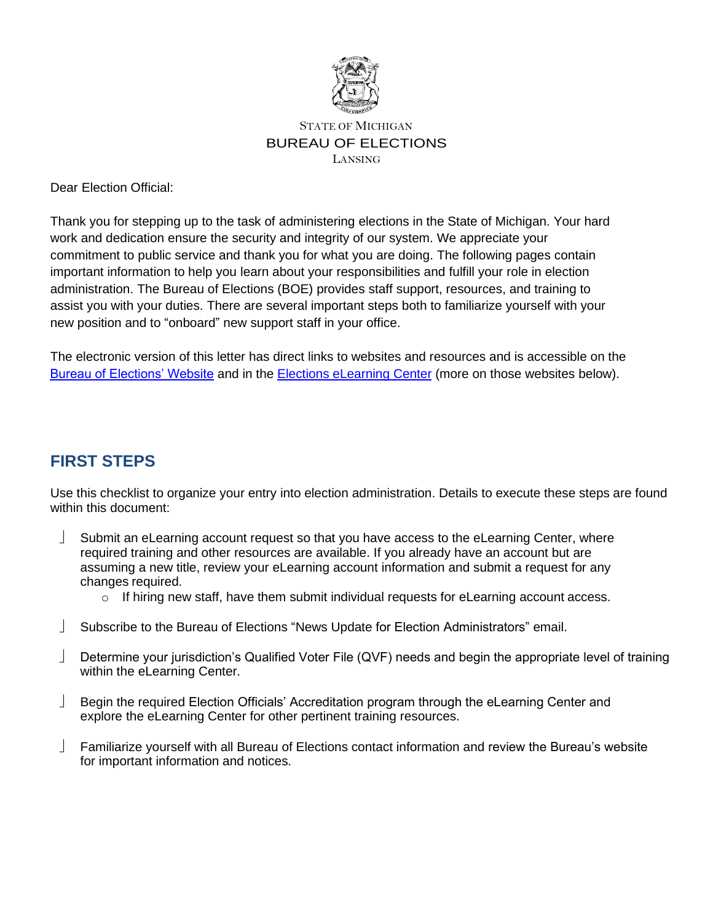STATE OF MICHIGAN
BUREAU OF ELECTIONS
LANSING

Dear Election Official:

Thank you for stepping up to the task of administering elections in the State of Michigan. Your hard work and dedication ensure the security and integrity of our system. We appreciate your commitment to public service and thank you for what you are doing. The following pages contain important information to help you learn about your responsibilities and fulfill your role in election administration. The Bureau of Elections (BOE) provides staff support, resources, and training to assist you with your duties. There are several important steps both to familiarize yourself with your new position and to "onboard" new support staff in your office.

The electronic version of this letter has direct links to websites and resources and is accessible on the Bureau of Elections' Website and in the Elections eLearning Center (more on those websites below).

## FIRST STEPS

Use this checklist to organize your entry into election administration. Details to execute these steps are found within this document:

- [ ] Submit an eLearning account request so that you have access to the eLearning Center, where required training and other resources are available. If you already have an account but are assuming a new title, review your eLearning account information and submit a request for any changes required.
    - If hiring new staff, have them submit individual requests for eLearning account access.
- [ ] Subscribe to the Bureau of Elections "News Update for Election Administrators" email.
- [ ] Determine your jurisdiction's Qualified Voter File (QVF) needs and begin the appropriate level of training within the eLearning Center.
- [ ] Begin the required Election Officials' Accreditation program through the eLearning Center and explore the eLearning Center for other pertinent training resources.
- [ ] Familiarize yourself with all Bureau of Elections contact information and review the Bureau's website for important information and notices.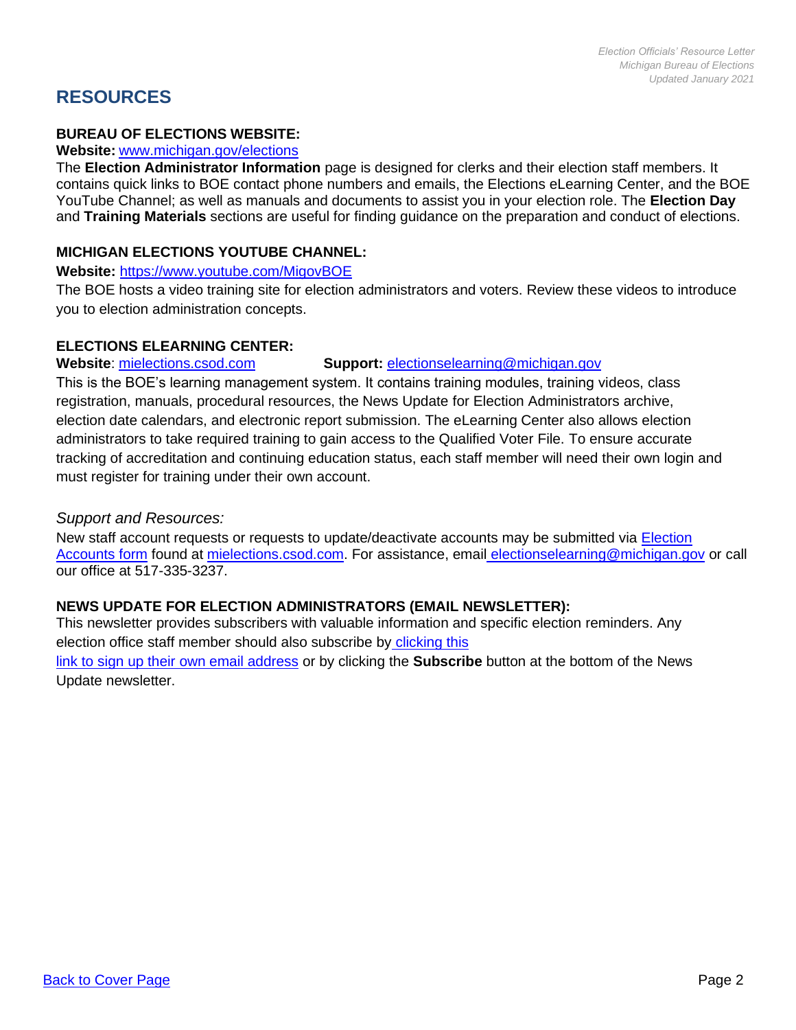# RESOURCES

### BUREAU OF ELECTIONS WEBSITE:

**Website:** www.michigan.gov/elections

The **Election Administrator Information** page is designed for clerks and their election staff members. It contains quick links to BOE contact phone numbers and emails, the Elections eLearning Center, and the BOE YouTube Channel; as well as manuals and documents to assist you in your election role. The **Election Day** and **Training Materials** sections are useful for finding guidance on the preparation and conduct of elections.

### MICHIGAN ELECTIONS YOUTUBE CHANNEL:

**Website:** https://www.youtube.com/MigovBOE

The BOE hosts a video training site for election administrators and voters. Review these videos to introduce you to election administration concepts.

### ELECTIONS ELEARNING CENTER:

**Website**: mielections.csod.com **Support:** electionselearning@michigan.gov

This is the BOE's learning management system. It contains training modules, training videos, class registration, manuals, procedural resources, the News Update for Election Administrators archive, election date calendars, and electronic report submission. The eLearning Center also allows election administrators to take required training to gain access to the Qualified Voter File. To ensure accurate tracking of accreditation and continuing education status, each staff member will need their own login and must register for training under their own account.

*Support and Resources:*

New staff account requests or requests to update/deactivate accounts may be submitted via Election Accounts form found at mielections.csod.com. For assistance, email electionselearning@michigan.gov or call our office at 517-335-3237.

### NEWS UPDATE FOR ELECTION ADMINISTRATORS (EMAIL NEWSLETTER):

This newsletter provides subscribers with valuable information and specific election reminders. Any election office staff member should also subscribe by clicking this link to sign up their own email address or by clicking the **Subscribe** button at the bottom of the News Update newsletter.

Back to Cover Page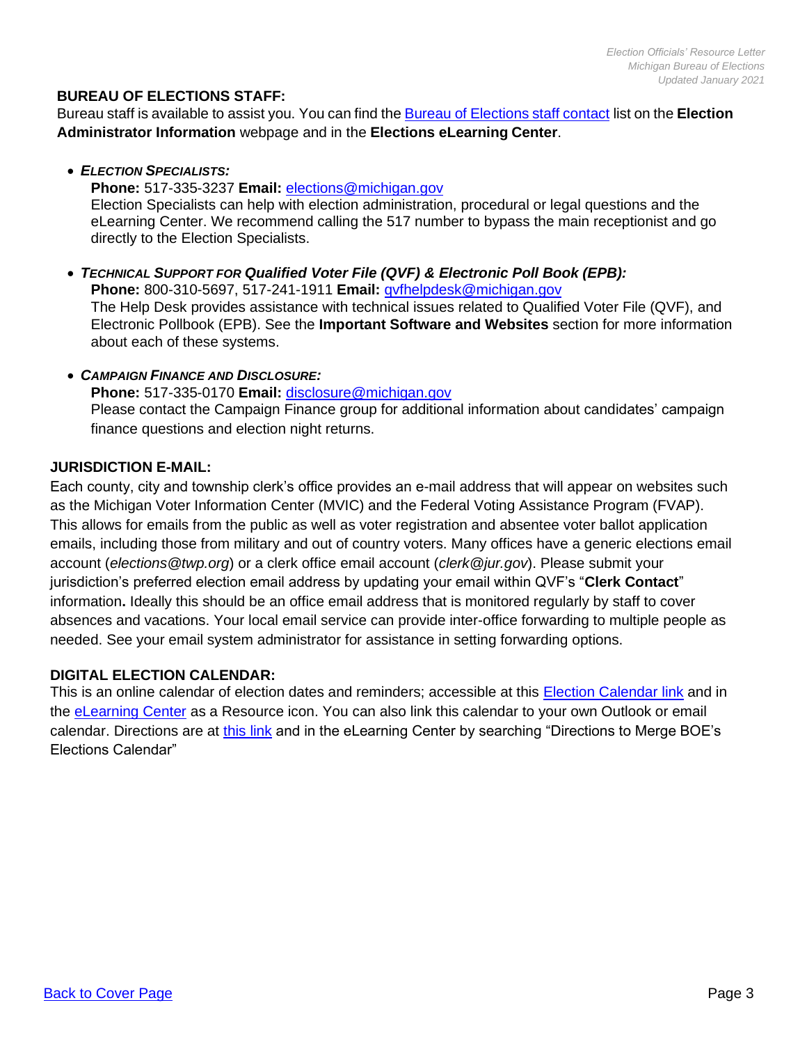## BUREAU OF ELECTIONS STAFF:

Bureau staff is available to assist you. You can find the Bureau of Elections staff contact list on the **Election Administrator Information** webpage and in the **Elections eLearning Center**.

- ***ELECTION SPECIALISTS:***
  **Phone:** 517-335-3237 **Email:** elections@michigan.gov
  Election Specialists can help with election administration, procedural or legal questions and the eLearning Center. We recommend calling the 517 number to bypass the main receptionist and go directly to the Election Specialists.

- ***TECHNICAL SUPPORT FOR Qualified Voter File (QVF) & Electronic Poll Book (EPB):***
  **Phone:** 800-310-5697, 517-241-1911 **Email:** qvfhelpdesk@michigan.gov
  The Help Desk provides assistance with technical issues related to Qualified Voter File (QVF), and Electronic Pollbook (EPB). See the **Important Software and Websites** section for more information about each of these systems.

- ***CAMPAIGN FINANCE AND DISCLOSURE:***
  **Phone:** 517-335-0170 **Email:** disclosure@michigan.gov
  Please contact the Campaign Finance group for additional information about candidates' campaign finance questions and election night returns.

## JURISDICTION E-MAIL:

Each county, city and township clerk's office provides an e-mail address that will appear on websites such as the Michigan Voter Information Center (MVIC) and the Federal Voting Assistance Program (FVAP). This allows for emails from the public as well as voter registration and absentee voter ballot application emails, including those from military and out of country voters. Many offices have a generic elections email account (*elections@twp.org*) or a clerk office email account (*clerk@jur.gov*). Please submit your jurisdiction's preferred election email address by updating your email within QVF's "**Clerk Contact**" information**.** Ideally this should be an office email address that is monitored regularly by staff to cover absences and vacations. Your local email service can provide inter-office forwarding to multiple people as needed. See your email system administrator for assistance in setting forwarding options.

## DIGITAL ELECTION CALENDAR:

This is an online calendar of election dates and reminders; accessible at this Election Calendar link and in the eLearning Center as a Resource icon. You can also link this calendar to your own Outlook or email calendar. Directions are at this link and in the eLearning Center by searching "Directions to Merge BOE's Elections Calendar"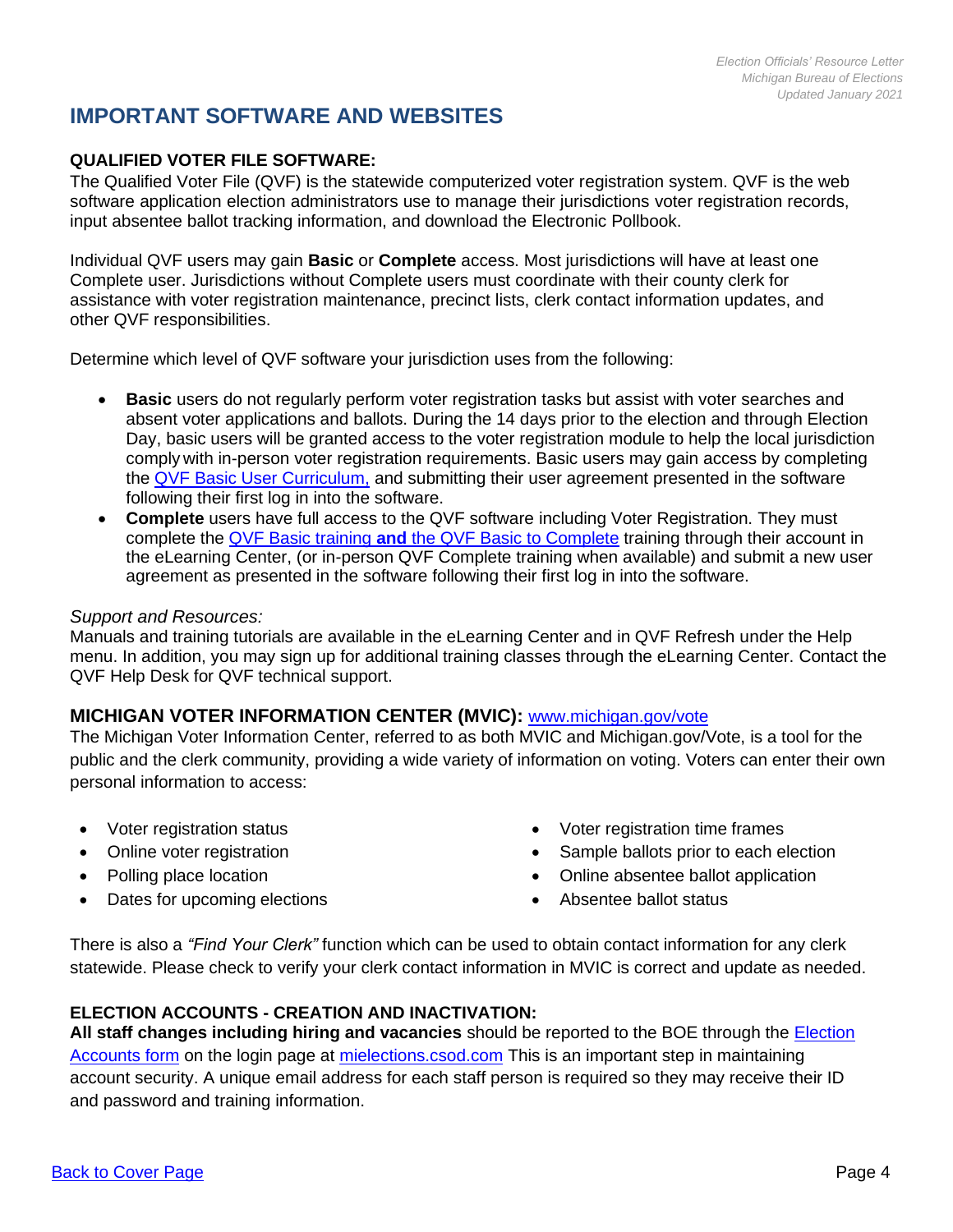## IMPORTANT SOFTWARE AND WEBSITES

### QUALIFIED VOTER FILE SOFTWARE:

The Qualified Voter File (QVF) is the statewide computerized voter registration system. QVF is the web software application election administrators use to manage their jurisdictions voter registration records, input absentee ballot tracking information, and download the Electronic Pollbook.

Individual QVF users may gain **Basic** or **Complete** access. Most jurisdictions will have at least one Complete user. Jurisdictions without Complete users must coordinate with their county clerk for assistance with voter registration maintenance, precinct lists, clerk contact information updates, and other QVF responsibilities.

Determine which level of QVF software your jurisdiction uses from the following:

- **Basic** users do not regularly perform voter registration tasks but assist with voter searches and absent voter applications and ballots. During the 14 days prior to the election and through Election Day, basic users will be granted access to the voter registration module to help the local jurisdiction comply with in-person voter registration requirements. Basic users may gain access by completing the QVF Basic User Curriculum, and submitting their user agreement presented in the software following their first log in into the software.
- **Complete** users have full access to the QVF software including Voter Registration. They must complete the QVF Basic training **and** the QVF Basic to Complete training through their account in the eLearning Center, (or in-person QVF Complete training when available) and submit a new user agreement as presented in the software following their first log in into the software.

*Support and Resources:*
Manuals and training tutorials are available in the eLearning Center and in QVF Refresh under the Help menu. In addition, you may sign up for additional training classes through the eLearning Center. Contact the QVF Help Desk for QVF technical support.

### MICHIGAN VOTER INFORMATION CENTER (MVIC): www.michigan.gov/vote

The Michigan Voter Information Center, referred to as both MVIC and Michigan.gov/Vote, is a tool for the public and the clerk community, providing a wide variety of information on voting. Voters can enter their own personal information to access:

- Voter registration status
- Online voter registration
- Polling place location
- Dates for upcoming elections
- Voter registration time frames
- Sample ballots prior to each election
- Online absentee ballot application
- Absentee ballot status

There is also a *"Find Your Clerk"* function which can be used to obtain contact information for any clerk statewide. Please check to verify your clerk contact information in MVIC is correct and update as needed.

### ELECTION ACCOUNTS - CREATION AND INACTIVATION:

**All staff changes including hiring and vacancies** should be reported to the BOE through the Election Accounts form on the login page at mielections.csod.com This is an important step in maintaining account security. A unique email address for each staff person is required so they may receive their ID and password and training information.

Back to Cover Page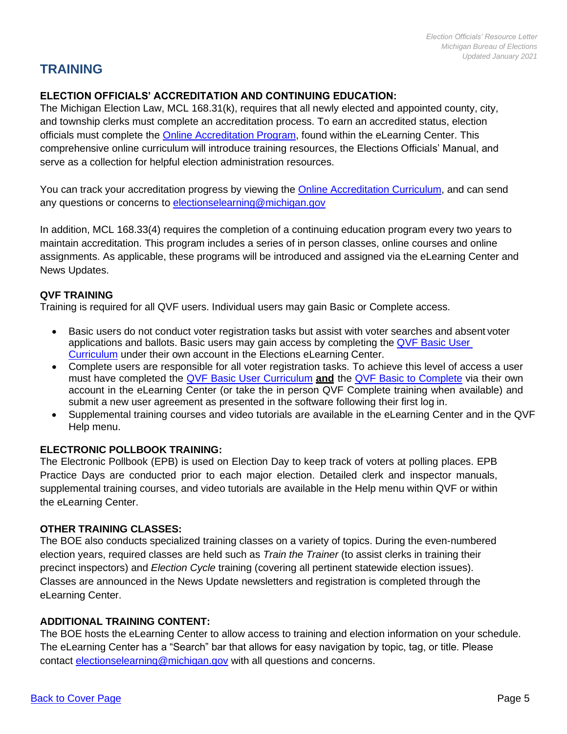# TRAINING

### ELECTION OFFICIALS' ACCREDITATION AND CONTINUING EDUCATION:

The Michigan Election Law, MCL 168.31(k), requires that all newly elected and appointed county, city, and township clerks must complete an accreditation process. To earn an accredited status, election officials must complete the Online Accreditation Program, found within the eLearning Center. This comprehensive online curriculum will introduce training resources, the Elections Officials' Manual, and serve as a collection for helpful election administration resources.

You can track your accreditation progress by viewing the Online Accreditation Curriculum, and can send any questions or concerns to electionselearning@michigan.gov

In addition, MCL 168.33(4) requires the completion of a continuing education program every two years to maintain accreditation. This program includes a series of in person classes, online courses and online assignments. As applicable, these programs will be introduced and assigned via the eLearning Center and News Updates.

### QVF TRAINING

Training is required for all QVF users. Individual users may gain Basic or Complete access.

- Basic users do not conduct voter registration tasks but assist with voter searches and absent voter applications and ballots. Basic users may gain access by completing the QVF Basic User Curriculum under their own account in the Elections eLearning Center.
- Complete users are responsible for all voter registration tasks. To achieve this level of access a user must have completed the QVF Basic User Curriculum **and** the QVF Basic to Complete via their own account in the eLearning Center (or take the in person QVF Complete training when available) and submit a new user agreement as presented in the software following their first log in.
- Supplemental training courses and video tutorials are available in the eLearning Center and in the QVF Help menu.

### ELECTRONIC POLLBOOK TRAINING:

The Electronic Pollbook (EPB) is used on Election Day to keep track of voters at polling places. EPB Practice Days are conducted prior to each major election. Detailed clerk and inspector manuals, supplemental training courses, and video tutorials are available in the Help menu within QVF or within the eLearning Center.

### OTHER TRAINING CLASSES:

The BOE also conducts specialized training classes on a variety of topics. During the even-numbered election years, required classes are held such as *Train the Trainer* (to assist clerks in training their precinct inspectors) and *Election Cycle* training (covering all pertinent statewide election issues). Classes are announced in the News Update newsletters and registration is completed through the eLearning Center.

### ADDITIONAL TRAINING CONTENT:

The BOE hosts the eLearning Center to allow access to training and election information on your schedule. The eLearning Center has a "Search" bar that allows for easy navigation by topic, tag, or title. Please contact electionselearning@michigan.gov with all questions and concerns.

Back to Cover Page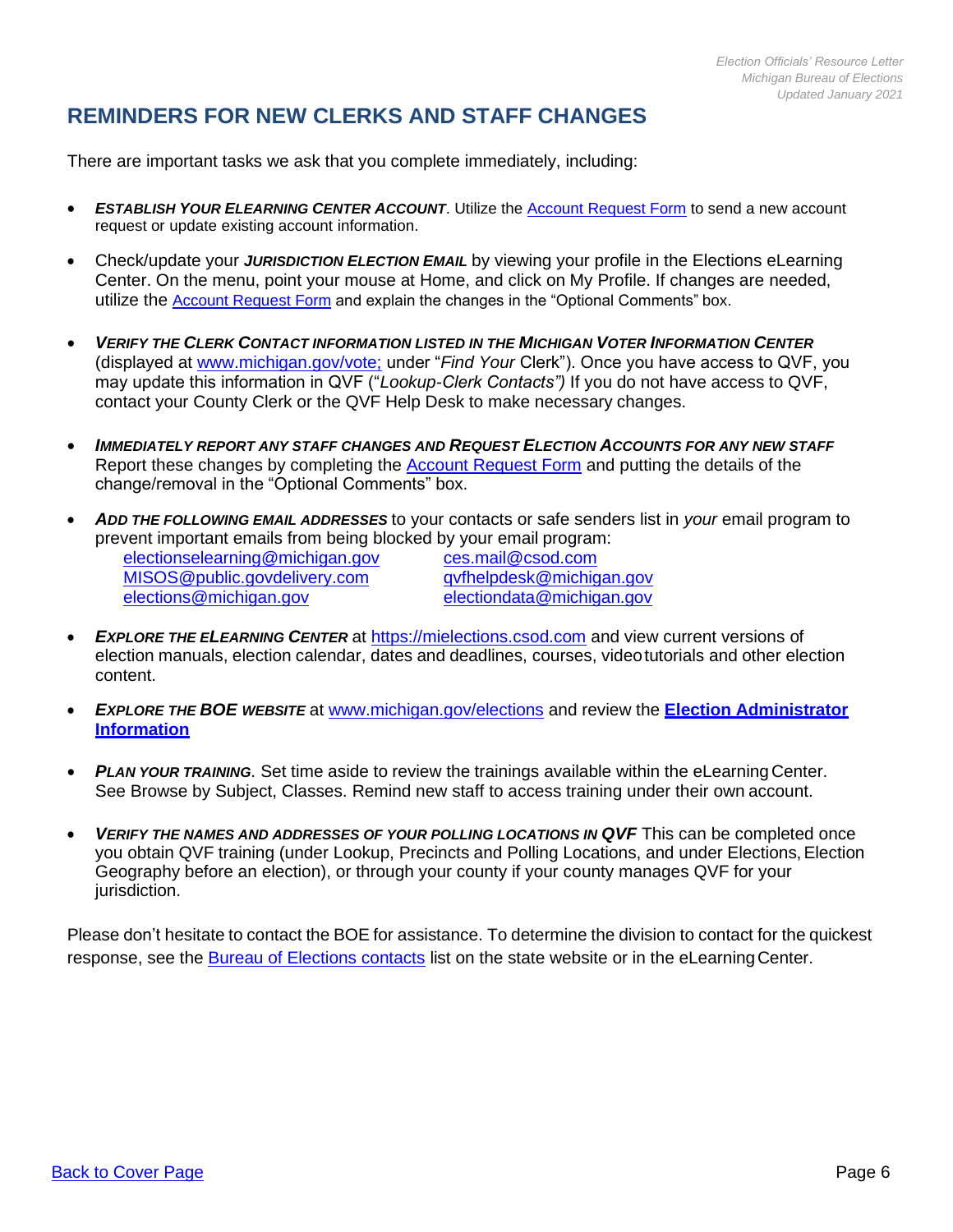## REMINDERS FOR NEW CLERKS AND STAFF CHANGES

There are important tasks we ask that you complete immediately, including:

- ***ESTABLISH YOUR ELEARNING CENTER ACCOUNT***. Utilize the Account Request Form to send a new account request or update existing account information.
- Check/update your ***JURISDICTION ELECTION EMAIL*** by viewing your profile in the Elections eLearning Center. On the menu, point your mouse at Home, and click on My Profile. If changes are needed, utilize the Account Request Form and explain the changes in the "Optional Comments" box.
- ***VERIFY THE CLERK CONTACT INFORMATION LISTED IN THE MICHIGAN VOTER INFORMATION CENTER*** (displayed at www.michigan.gov/vote; under "*Find Your* Clerk"). Once you have access to QVF, you may update this information in QVF ("*Lookup-Clerk Contacts")* If you do not have access to QVF, contact your County Clerk or the QVF Help Desk to make necessary changes.
- ***IMMEDIATELY REPORT ANY STAFF CHANGES AND REQUEST ELECTION ACCOUNTS FOR ANY NEW STAFF*** Report these changes by completing the Account Request Form and putting the details of the change/removal in the "Optional Comments" box.
- ***ADD THE FOLLOWING EMAIL ADDRESSES*** to your contacts or safe senders list in *your* email program to prevent important emails from being blocked by your email program:
  - electionselearning@michigan.gov
  - MISOS@public.govdelivery.com
  - elections@michigan.gov
  - ces.mail@csod.com
  - qvfhelpdesk@michigan.gov
  - electiondata@michigan.gov
- ***EXPLORE THE ELEARNING CENTER*** at https://mielections.csod.com and view current versions of election manuals, election calendar, dates and deadlines, courses, video tutorials and other election content.
- ***EXPLORE THE BOE WEBSITE*** at www.michigan.gov/elections and review the **Election Administrator Information**
- ***PLAN YOUR TRAINING***. Set time aside to review the trainings available within the eLearning Center. See Browse by Subject, Classes. Remind new staff to access training under their own account.
- ***VERIFY THE NAMES AND ADDRESSES OF YOUR POLLING LOCATIONS IN QVF*** This can be completed once you obtain QVF training (under Lookup, Precincts and Polling Locations, and under Elections, Election Geography before an election), or through your county if your county manages QVF for your jurisdiction.

Please don't hesitate to contact the BOE for assistance. To determine the division to contact for the quickest response, see the Bureau of Elections contacts list on the state website or in the eLearning Center.

Back to Cover Page